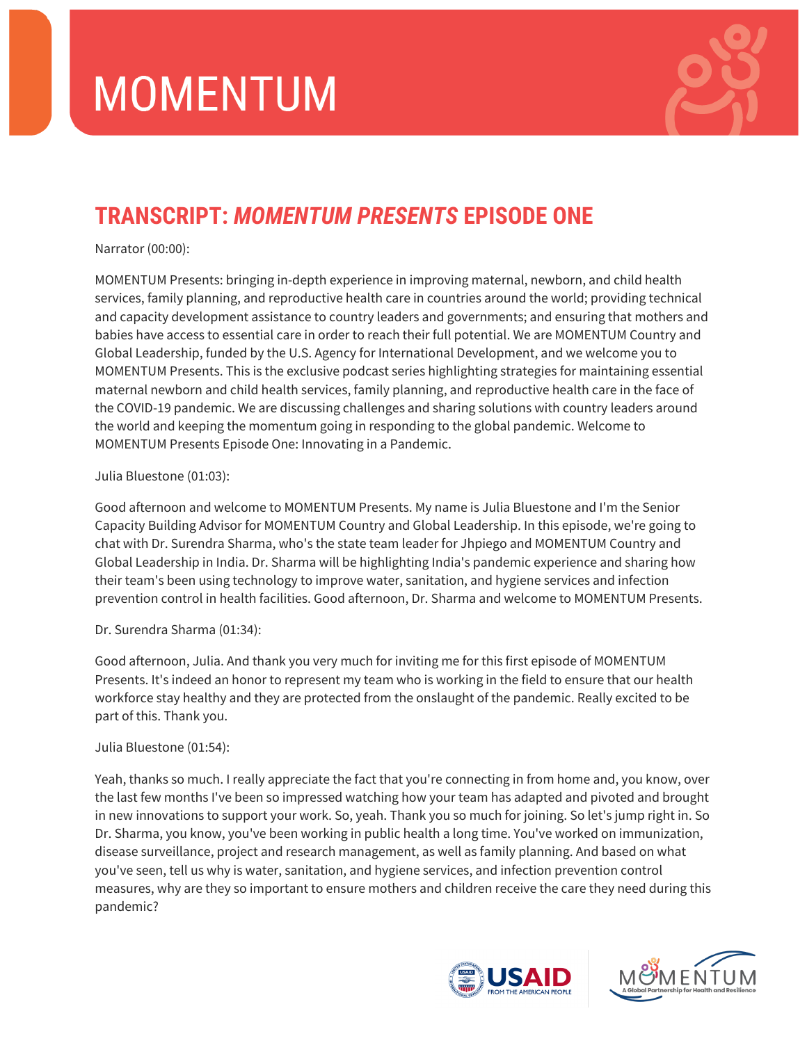# MOMENTUM

## TRANSCRIPT: *MOMENTUM PRESENTS* EPISODE ONE

Narrator (00:00):

MOMENTUM Presents: bringing in-depth experience in improving maternal, newborn, and child health services, family planning, and reproductive health care in countries around the world; providing technical and capacity development assistance to country leaders and governments; and ensuring that mothers and babies have access to essential care in order to reach their full potential. We are MOMENTUM Country and Global Leadership, funded by the U.S. Agency for International Development, and we welcome you to MOMENTUM Presents. This is the exclusive podcast series highlighting strategies for maintaining essential maternal newborn and child health services, family planning, and reproductive health care in the face of the COVID-19 pandemic. We are discussing challenges and sharing solutions with country leaders around the world and keeping the momentum going in responding to the global pandemic. Welcome to MOMENTUM Presents Episode One: Innovating in a Pandemic.

Julia Bluestone (01:03):

Good afternoon and welcome to MOMENTUM Presents. My name is Julia Bluestone and I'm the Senior Capacity Building Advisor for MOMENTUM Country and Global Leadership. In this episode, we're going to chat with Dr. Surendra Sharma, who's the state team leader for Jhpiego and MOMENTUM Country and Global Leadership in India. Dr. Sharma will be highlighting India's pandemic experience and sharing how their team's been using technology to improve water, sanitation, and hygiene services and infection prevention control in health facilities. Good afternoon, Dr. Sharma and welcome to MOMENTUM Presents.

Dr. Surendra Sharma (01:34):

Good afternoon, Julia. And thank you very much for inviting me for this first episode of MOMENTUM Presents. It's indeed an honor to represent my team who is working in the field to ensure that our health workforce stay healthy and they are protected from the onslaught of the pandemic. Really excited to be part of this. Thank you.

Julia Bluestone (01:54):

Yeah, thanks so much. I really appreciate the fact that you're connecting in from home and, you know, over the last few months I've been so impressed watching how your team has adapted and pivoted and brought in new innovations to support your work. So, yeah. Thank you so much for joining. So let's jump right in. So Dr. Sharma, you know, you've been working in public health a long time. You've worked on immunization, disease surveillance, project and research management, as well as family planning. And based on what you've seen, tell us why is water, sanitation, and hygiene services, and infection prevention control measures, why are they so important to ensure mothers and children receive the care they need during this pandemic?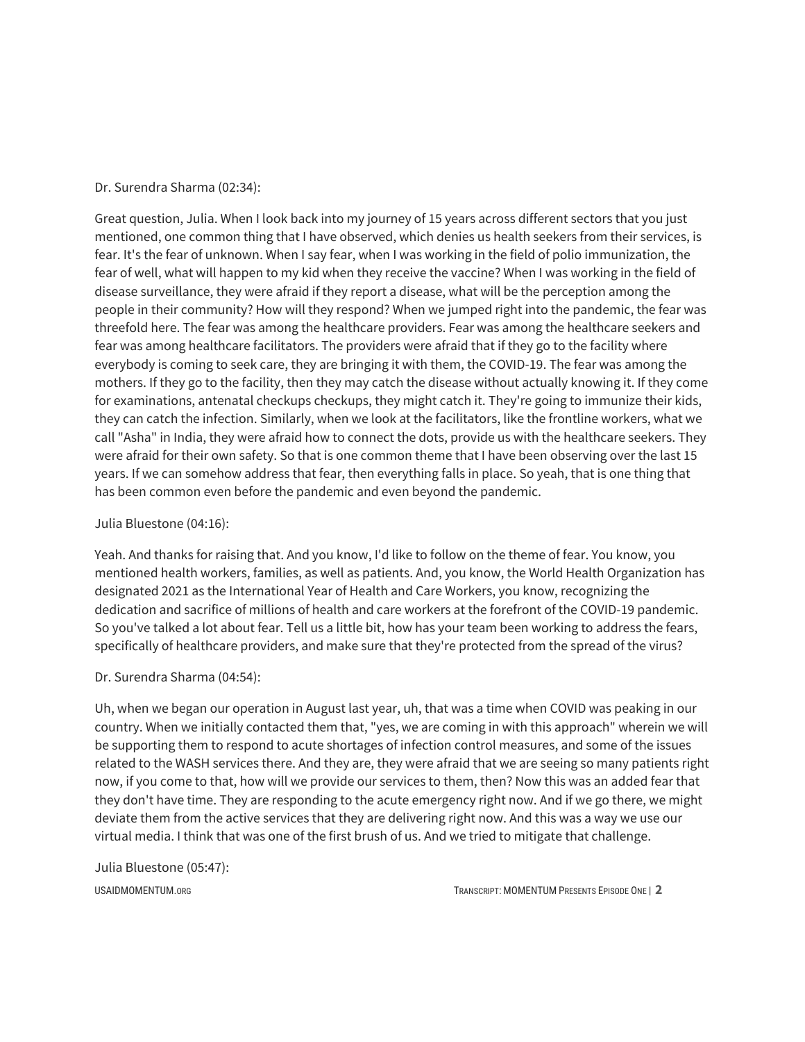Dr. Surendra Sharma (02:34):

Great question, Julia. When I look back into my journey of 15 years across different sectors that you just mentioned, one common thing that I have observed, which denies us health seekers from their services, is fear. It's the fear of unknown. When I say fear, when I was working in the field of polio immunization, the fear of well, what will happen to my kid when they receive the vaccine? When I was working in the field of disease surveillance, they were afraid if they report a disease, what will be the perception among the people in their community? How will they respond? When we jumped right into the pandemic, the fear was threefold here. The fear was among the healthcare providers. Fear was among the healthcare seekers and fear was among healthcare facilitators. The providers were afraid that if they go to the facility where everybody is coming to seek care, they are bringing it with them, the COVID-19. The fear was among the mothers. If they go to the facility, then they may catch the disease without actually knowing it. If they come for examinations, antenatal checkups checkups, they might catch it. They're going to immunize their kids, they can catch the infection. Similarly, when we look at the facilitators, like the frontline workers, what we call "Asha" in India, they were afraid how to connect the dots, provide us with the healthcare seekers. They were afraid for their own safety. So that is one common theme that I have been observing over the last 15 years. If we can somehow address that fear, then everything falls in place. So yeah, that is one thing that has been common even before the pandemic and even beyond the pandemic.

Julia Bluestone (04:16):

Yeah. And thanks for raising that. And you know, I'd like to follow on the theme of fear. You know, you mentioned health workers, families, as well as patients. And, you know, the World Health Organization has designated 2021 as the International Year of Health and Care Workers, you know, recognizing the dedication and sacrifice of millions of health and care workers at the forefront of the COVID-19 pandemic. So you've talked a lot about fear. Tell us a little bit, how has your team been working to address the fears, specifically of healthcare providers, and make sure that they're protected from the spread of the virus?

Dr. Surendra Sharma (04:54):

Uh, when we began our operation in August last year, uh, that was a time when COVID was peaking in our country. When we initially contacted them that, "yes, we are coming in with this approach" wherein we will be supporting them to respond to acute shortages of infection control measures, and some of the issues related to the WASH services there. And they are, they were afraid that we are seeing so many patients right now, if you come to that, how will we provide our services to them, then? Now this was an added fear that they don't have time. They are responding to the acute emergency right now. And if we go there, we might deviate them from the active services that they are delivering right now. And this was a way we use our virtual media. I think that was one of the first brush of us. And we tried to mitigate that challenge.

Julia Bluestone (05:47):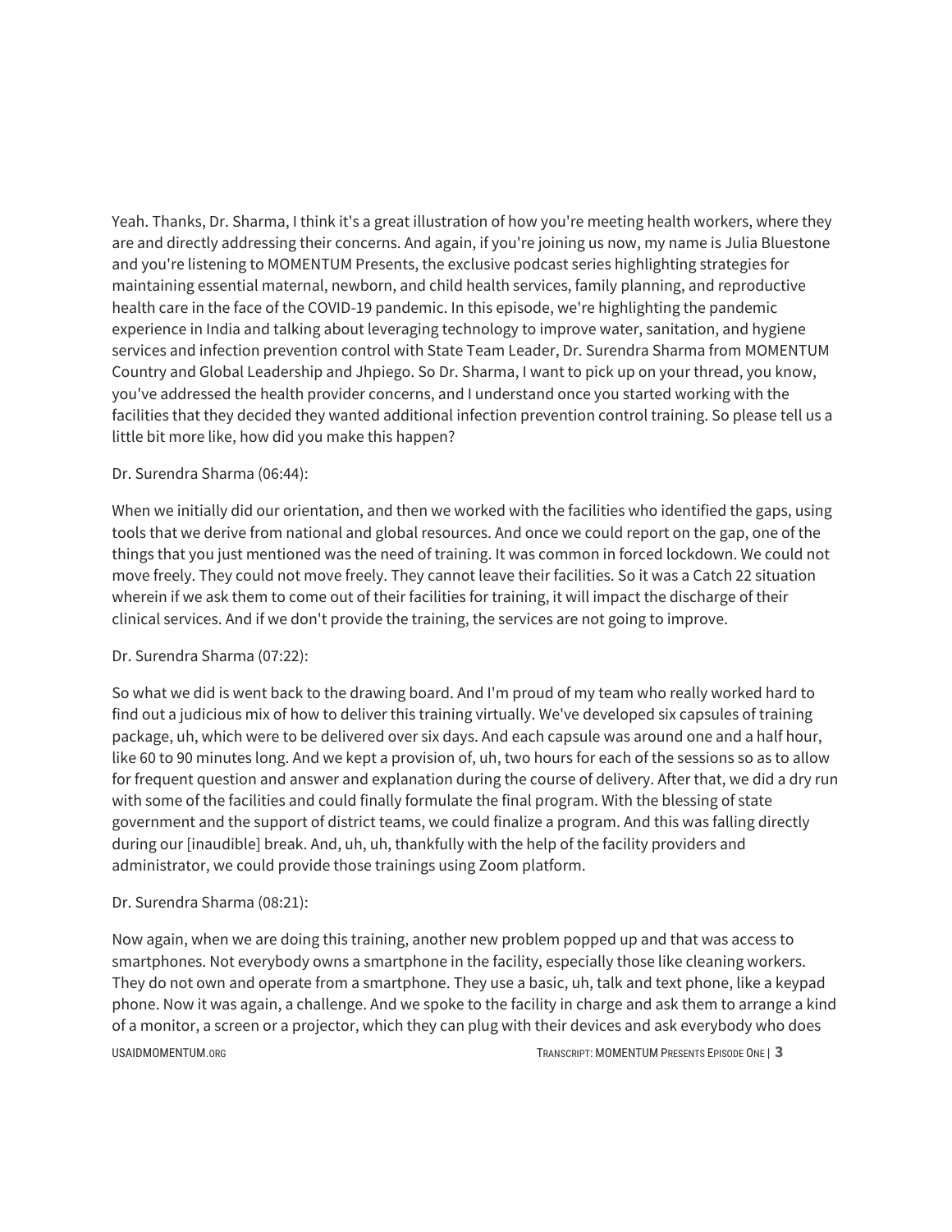Yeah. Thanks, Dr. Sharma, I think it's a great illustration of how you're meeting health workers, where they are and directly addressing their concerns. And again, if you're joining us now, my name is Julia Bluestone and you're listening to MOMENTUM Presents, the exclusive podcast series highlighting strategies for maintaining essential maternal, newborn, and child health services, family planning, and reproductive health care in the face of the COVID-19 pandemic. In this episode, we're highlighting the pandemic experience in India and talking about leveraging technology to improve water, sanitation, and hygiene services and infection prevention control with State Team Leader, Dr. Surendra Sharma from MOMENTUM Country and Global Leadership and Jhpiego. So Dr. Sharma, I want to pick up on your thread, you know, you've addressed the health provider concerns, and I understand once you started working with the facilities that they decided they wanted additional infection prevention control training. So please tell us a little bit more like, how did you make this happen?

Dr. Surendra Sharma (06:44):

When we initially did our orientation, and then we worked with the facilities who identified the gaps, using tools that we derive from national and global resources. And once we could report on the gap, one of the things that you just mentioned was the need of training. It was common in forced lockdown. We could not move freely. They could not move freely. They cannot leave their facilities. So it was a Catch 22 situation wherein if we ask them to come out of their facilities for training, it will impact the discharge of their clinical services. And if we don't provide the training, the services are not going to improve.

Dr. Surendra Sharma (07:22):

So what we did is went back to the drawing board. And I'm proud of my team who really worked hard to find out a judicious mix of how to deliver this training virtually. We've developed six capsules of training package, uh, which were to be delivered over six days. And each capsule was around one and a half hour, like 60 to 90 minutes long. And we kept a provision of, uh, two hours for each of the sessions so as to allow for frequent question and answer and explanation during the course of delivery. After that, we did a dry run with some of the facilities and could finally formulate the final program. With the blessing of state government and the support of district teams, we could finalize a program. And this was falling directly during our [inaudible] break. And, uh, uh, thankfully with the help of the facility providers and administrator, we could provide those trainings using Zoom platform.

Dr. Surendra Sharma (08:21):

Now again, when we are doing this training, another new problem popped up and that was access to smartphones. Not everybody owns a smartphone in the facility, especially those like cleaning workers. They do not own and operate from a smartphone. They use a basic, uh, talk and text phone, like a keypad phone. Now it was again, a challenge. And we spoke to the facility in charge and ask them to arrange a kind of a monitor, a screen or a projector, which they can plug with their devices and ask everybody who does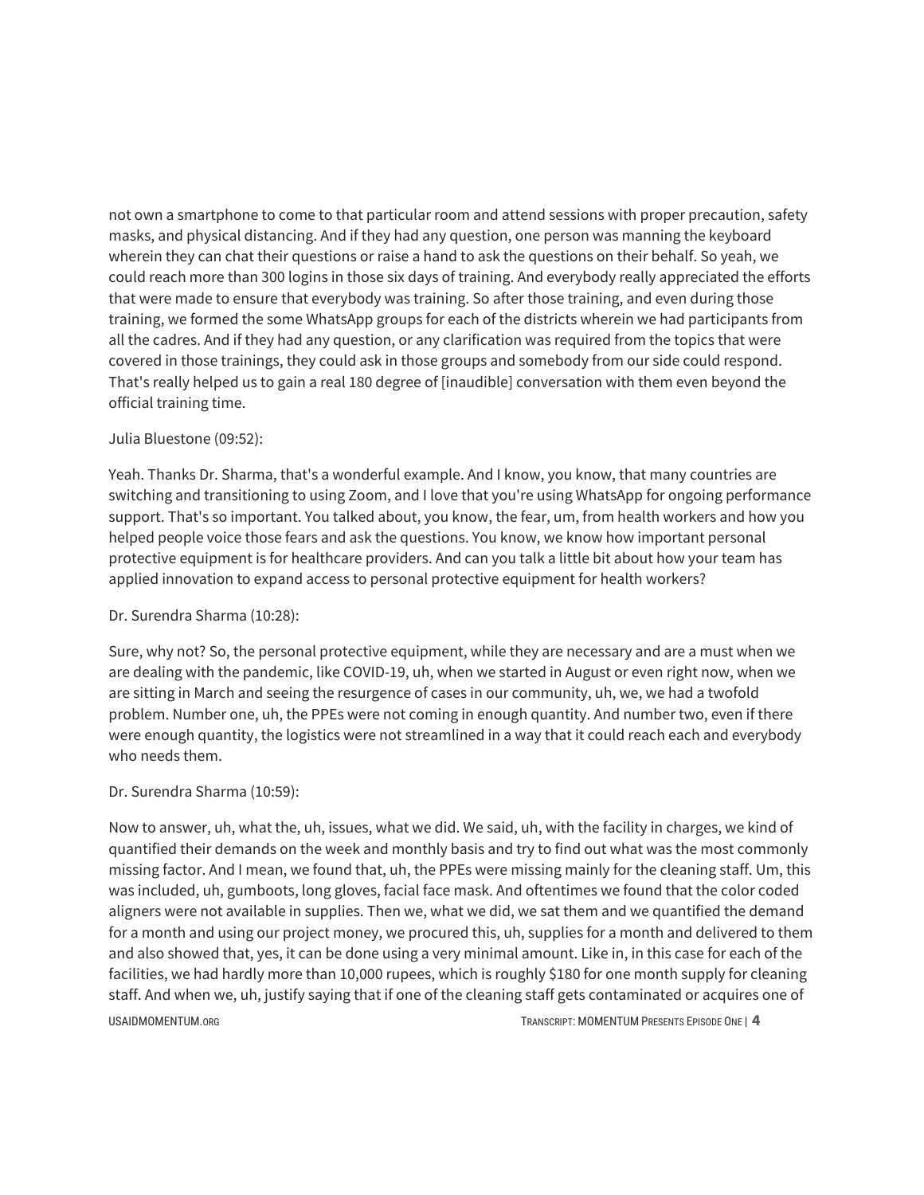not own a smartphone to come to that particular room and attend sessions with proper precaution, safety masks, and physical distancing. And if they had any question, one person was manning the keyboard wherein they can chat their questions or raise a hand to ask the questions on their behalf. So yeah, we could reach more than 300 logins in those six days of training. And everybody really appreciated the efforts that were made to ensure that everybody was training. So after those training, and even during those training, we formed the some WhatsApp groups for each of the districts wherein we had participants from all the cadres. And if they had any question, or any clarification was required from the topics that were covered in those trainings, they could ask in those groups and somebody from our side could respond. That's really helped us to gain a real 180 degree of [inaudible] conversation with them even beyond the official training time.

Julia Bluestone (09:52):

Yeah. Thanks Dr. Sharma, that's a wonderful example. And I know, you know, that many countries are switching and transitioning to using Zoom, and I love that you're using WhatsApp for ongoing performance support. That's so important. You talked about, you know, the fear, um, from health workers and how you helped people voice those fears and ask the questions. You know, we know how important personal protective equipment is for healthcare providers. And can you talk a little bit about how your team has applied innovation to expand access to personal protective equipment for health workers?

Dr. Surendra Sharma (10:28):

Sure, why not? So, the personal protective equipment, while they are necessary and are a must when we are dealing with the pandemic, like COVID-19, uh, when we started in August or even right now, when we are sitting in March and seeing the resurgence of cases in our community, uh, we, we had a twofold problem. Number one, uh, the PPEs were not coming in enough quantity. And number two, even if there were enough quantity, the logistics were not streamlined in a way that it could reach each and everybody who needs them.

Dr. Surendra Sharma (10:59):

Now to answer, uh, what the, uh, issues, what we did. We said, uh, with the facility in charges, we kind of quantified their demands on the week and monthly basis and try to find out what was the most commonly missing factor. And I mean, we found that, uh, the PPEs were missing mainly for the cleaning staff. Um, this was included, uh, gumboots, long gloves, facial face mask. And oftentimes we found that the color coded aligners were not available in supplies. Then we, what we did, we sat them and we quantified the demand for a month and using our project money, we procured this, uh, supplies for a month and delivered to them and also showed that, yes, it can be done using a very minimal amount. Like in, in this case for each of the facilities, we had hardly more than 10,000 rupees, which is roughly $180 for one month supply for cleaning staff. And when we, uh, justify saying that if one of the cleaning staff gets contaminated or acquires one of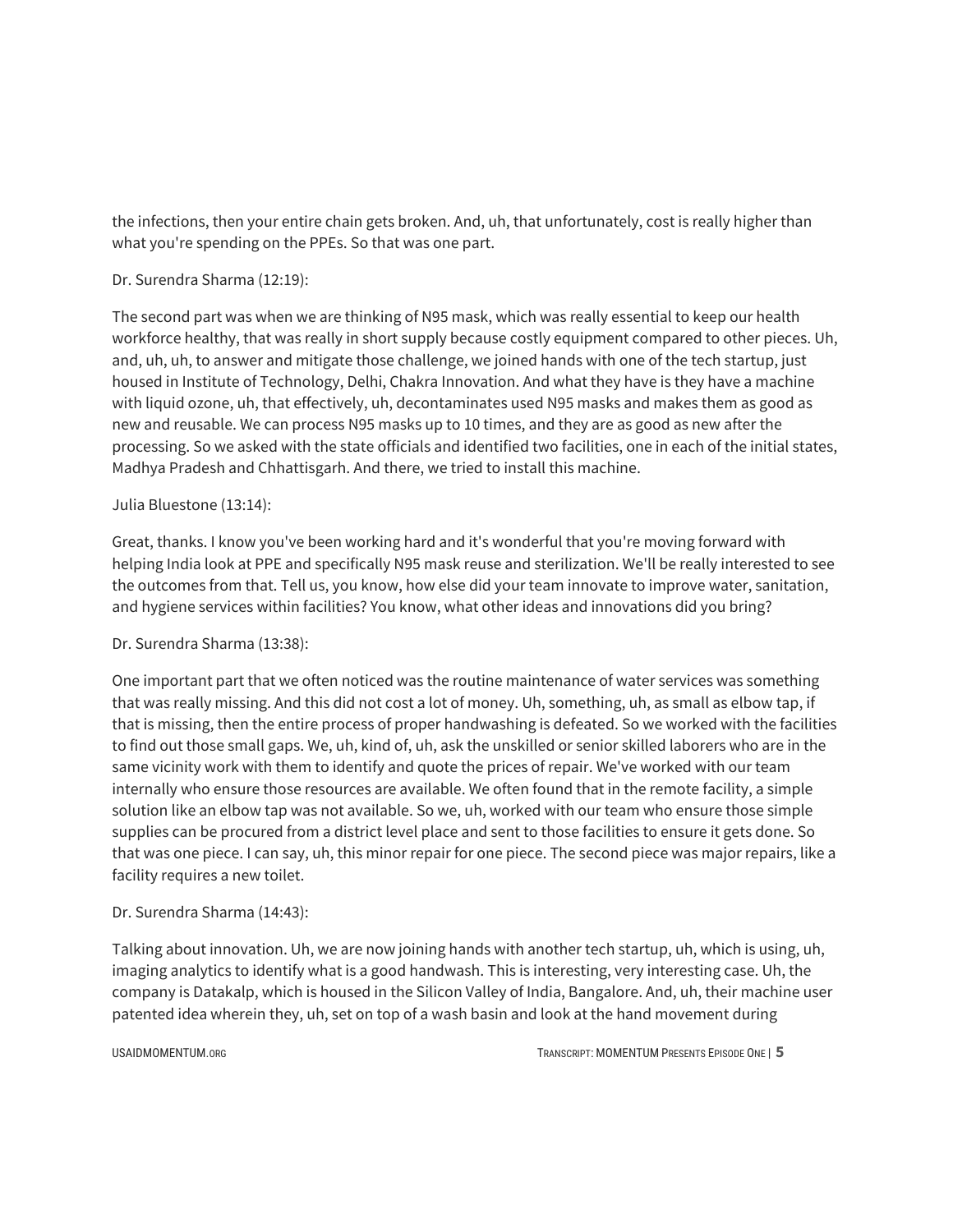the infections, then your entire chain gets broken. And, uh, that unfortunately, cost is really higher than what you're spending on the PPEs. So that was one part.

Dr. Surendra Sharma (12:19):

The second part was when we are thinking of N95 mask, which was really essential to keep our health workforce healthy, that was really in short supply because costly equipment compared to other pieces. Uh, and, uh, uh, to answer and mitigate those challenge, we joined hands with one of the tech startup, just housed in Institute of Technology, Delhi, Chakra Innovation. And what they have is they have a machine with liquid ozone, uh, that effectively, uh, decontaminates used N95 masks and makes them as good as new and reusable. We can process N95 masks up to 10 times, and they are as good as new after the processing. So we asked with the state officials and identified two facilities, one in each of the initial states, Madhya Pradesh and Chhattisgarh. And there, we tried to install this machine.

Julia Bluestone (13:14):

Great, thanks. I know you've been working hard and it's wonderful that you're moving forward with helping India look at PPE and specifically N95 mask reuse and sterilization. We'll be really interested to see the outcomes from that. Tell us, you know, how else did your team innovate to improve water, sanitation, and hygiene services within facilities? You know, what other ideas and innovations did you bring?

Dr. Surendra Sharma (13:38):

One important part that we often noticed was the routine maintenance of water services was something that was really missing. And this did not cost a lot of money. Uh, something, uh, as small as elbow tap, if that is missing, then the entire process of proper handwashing is defeated. So we worked with the facilities to find out those small gaps. We, uh, kind of, uh, ask the unskilled or senior skilled laborers who are in the same vicinity work with them to identify and quote the prices of repair. We've worked with our team internally who ensure those resources are available. We often found that in the remote facility, a simple solution like an elbow tap was not available. So we, uh, worked with our team who ensure those simple supplies can be procured from a district level place and sent to those facilities to ensure it gets done. So that was one piece. I can say, uh, this minor repair for one piece. The second piece was major repairs, like a facility requires a new toilet.

Dr. Surendra Sharma (14:43):

Talking about innovation. Uh, we are now joining hands with another tech startup, uh, which is using, uh, imaging analytics to identify what is a good handwash. This is interesting, very interesting case. Uh, the company is Datakalp, which is housed in the Silicon Valley of India, Bangalore. And, uh, their machine user patented idea wherein they, uh, set on top of a wash basin and look at the hand movement during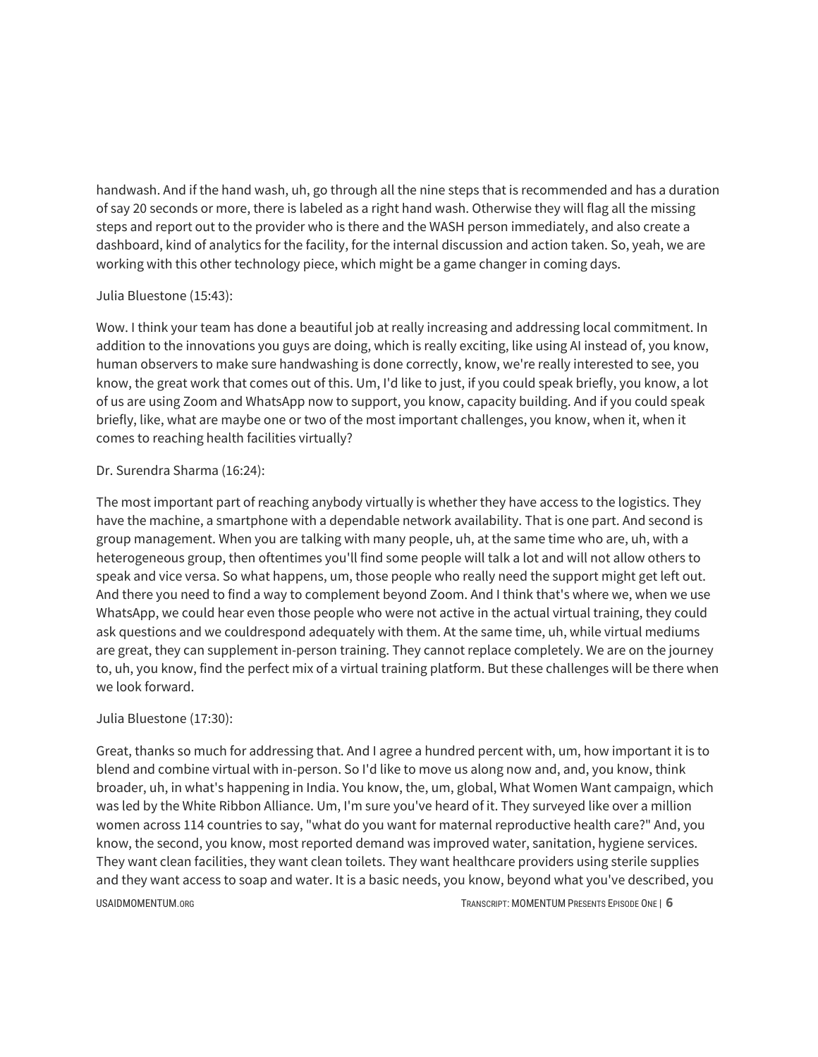handwash. And if the hand wash, uh, go through all the nine steps that is recommended and has a duration of say 20 seconds or more, there is labeled as a right hand wash. Otherwise they will flag all the missing steps and report out to the provider who is there and the WASH person immediately, and also create a dashboard, kind of analytics for the facility, for the internal discussion and action taken. So, yeah, we are working with this other technology piece, which might be a game changer in coming days.

Julia Bluestone (15:43):

Wow. I think your team has done a beautiful job at really increasing and addressing local commitment. In addition to the innovations you guys are doing, which is really exciting, like using AI instead of, you know, human observers to make sure handwashing is done correctly, know, we're really interested to see, you know, the great work that comes out of this. Um, I'd like to just, if you could speak briefly, you know, a lot of us are using Zoom and WhatsApp now to support, you know, capacity building. And if you could speak briefly, like, what are maybe one or two of the most important challenges, you know, when it, when it comes to reaching health facilities virtually?

Dr. Surendra Sharma (16:24):

The most important part of reaching anybody virtually is whether they have access to the logistics. They have the machine, a smartphone with a dependable network availability. That is one part. And second is group management. When you are talking with many people, uh, at the same time who are, uh, with a heterogeneous group, then oftentimes you'll find some people will talk a lot and will not allow others to speak and vice versa. So what happens, um, those people who really need the support might get left out. And there you need to find a way to complement beyond Zoom. And I think that's where we, when we use WhatsApp, we could hear even those people who were not active in the actual virtual training, they could ask questions and we couldrespond adequately with them. At the same time, uh, while virtual mediums are great, they can supplement in-person training. They cannot replace completely. We are on the journey to, uh, you know, find the perfect mix of a virtual training platform. But these challenges will be there when we look forward.

Julia Bluestone (17:30):

Great, thanks so much for addressing that. And I agree a hundred percent with, um, how important it is to blend and combine virtual with in-person. So I'd like to move us along now and, and, you know, think broader, uh, in what's happening in India. You know, the, um, global, What Women Want campaign, which was led by the White Ribbon Alliance. Um, I'm sure you've heard of it. They surveyed like over a million women across 114 countries to say, "what do you want for maternal reproductive health care?" And, you know, the second, you know, most reported demand was improved water, sanitation, hygiene services. They want clean facilities, they want clean toilets. They want healthcare providers using sterile supplies and they want access to soap and water. It is a basic needs, you know, beyond what you've described, you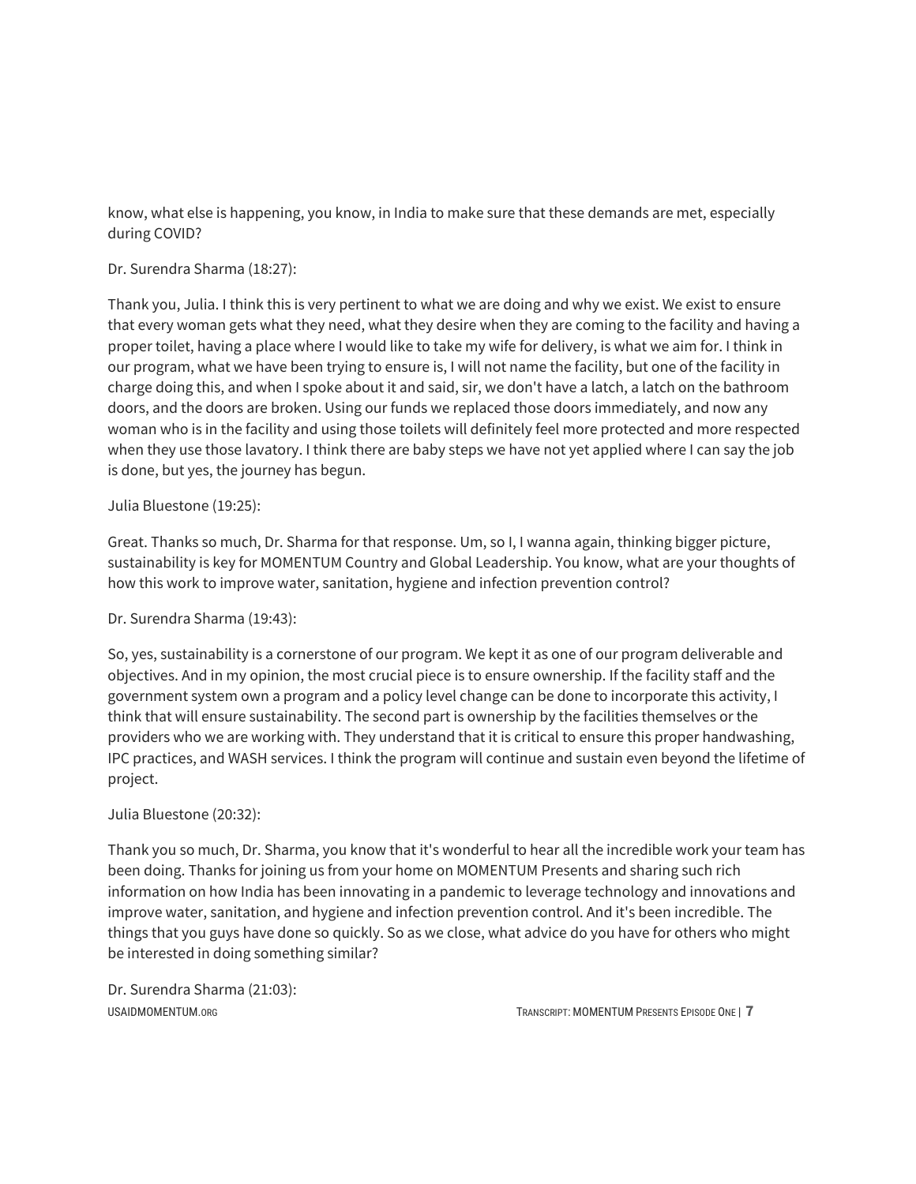know, what else is happening, you know, in India to make sure that these demands are met, especially during COVID?

Dr. Surendra Sharma (18:27):

Thank you, Julia. I think this is very pertinent to what we are doing and why we exist. We exist to ensure that every woman gets what they need, what they desire when they are coming to the facility and having a proper toilet, having a place where I would like to take my wife for delivery, is what we aim for. I think in our program, what we have been trying to ensure is, I will not name the facility, but one of the facility in charge doing this, and when I spoke about it and said, sir, we don't have a latch, a latch on the bathroom doors, and the doors are broken. Using our funds we replaced those doors immediately, and now any woman who is in the facility and using those toilets will definitely feel more protected and more respected when they use those lavatory. I think there are baby steps we have not yet applied where I can say the job is done, but yes, the journey has begun.

Julia Bluestone (19:25):

Great. Thanks so much, Dr. Sharma for that response. Um, so I, I wanna again, thinking bigger picture, sustainability is key for MOMENTUM Country and Global Leadership. You know, what are your thoughts of how this work to improve water, sanitation, hygiene and infection prevention control?

Dr. Surendra Sharma (19:43):

So, yes, sustainability is a cornerstone of our program. We kept it as one of our program deliverable and objectives. And in my opinion, the most crucial piece is to ensure ownership. If the facility staff and the government system own a program and a policy level change can be done to incorporate this activity, I think that will ensure sustainability. The second part is ownership by the facilities themselves or the providers who we are working with. They understand that it is critical to ensure this proper handwashing, IPC practices, and WASH services. I think the program will continue and sustain even beyond the lifetime of project.

Julia Bluestone (20:32):

Thank you so much, Dr. Sharma, you know that it's wonderful to hear all the incredible work your team has been doing. Thanks for joining us from your home on MOMENTUM Presents and sharing such rich information on how India has been innovating in a pandemic to leverage technology and innovations and improve water, sanitation, and hygiene and infection prevention control. And it's been incredible. The things that you guys have done so quickly. So as we close, what advice do you have for others who might be interested in doing something similar?

Dr. Surendra Sharma (21:03):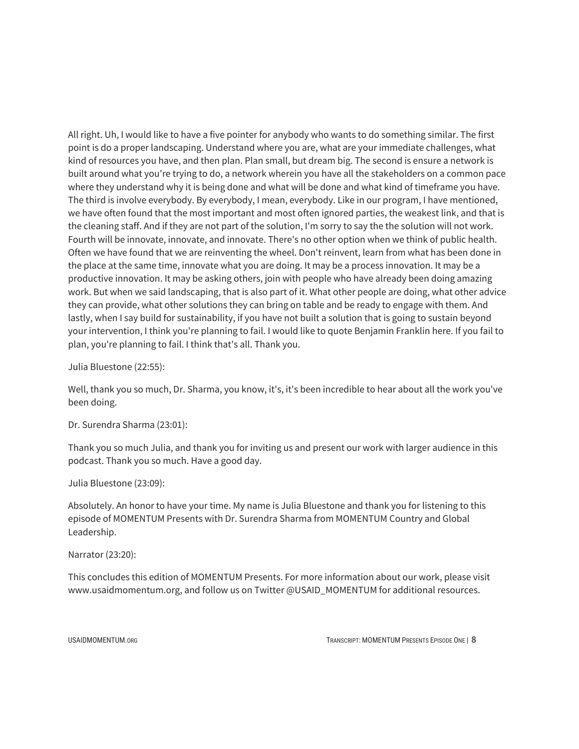All right. Uh, I would like to have a five pointer for anybody who wants to do something similar. The first point is do a proper landscaping. Understand where you are, what are your immediate challenges, what kind of resources you have, and then plan. Plan small, but dream big. The second is ensure a network is built around what you're trying to do, a network wherein you have all the stakeholders on a common pace where they understand why it is being done and what will be done and what kind of timeframe you have. The third is involve everybody. By everybody, I mean, everybody. Like in our program, I have mentioned, we have often found that the most important and most often ignored parties, the weakest link, and that is the cleaning staff. And if they are not part of the solution, I'm sorry to say the the solution will not work. Fourth will be innovate, innovate, and innovate. There's no other option when we think of public health. Often we have found that we are reinventing the wheel. Don't reinvent, learn from what has been done in the place at the same time, innovate what you are doing. It may be a process innovation. It may be a productive innovation. It may be asking others, join with people who have already been doing amazing work. But when we said landscaping, that is also part of it. What other people are doing, what other advice they can provide, what other solutions they can bring on table and be ready to engage with them. And lastly, when I say build for sustainability, if you have not built a solution that is going to sustain beyond your intervention, I think you're planning to fail. I would like to quote Benjamin Franklin here. If you fail to plan, you're planning to fail. I think that's all. Thank you.

Julia Bluestone (22:55):

Well, thank you so much, Dr. Sharma, you know, it's, it's been incredible to hear about all the work you've been doing.

Dr. Surendra Sharma (23:01):

Thank you so much Julia, and thank you for inviting us and present our work with larger audience in this podcast. Thank you so much. Have a good day.

Julia Bluestone (23:09):

Absolutely. An honor to have your time. My name is Julia Bluestone and thank you for listening to this episode of MOMENTUM Presents with Dr. Surendra Sharma from MOMENTUM Country and Global Leadership.

Narrator (23:20):

This concludes this edition of MOMENTUM Presents. For more information about our work, please visit www.usaidmomentum.org, and follow us on Twitter @USAID_MOMENTUM for additional resources.